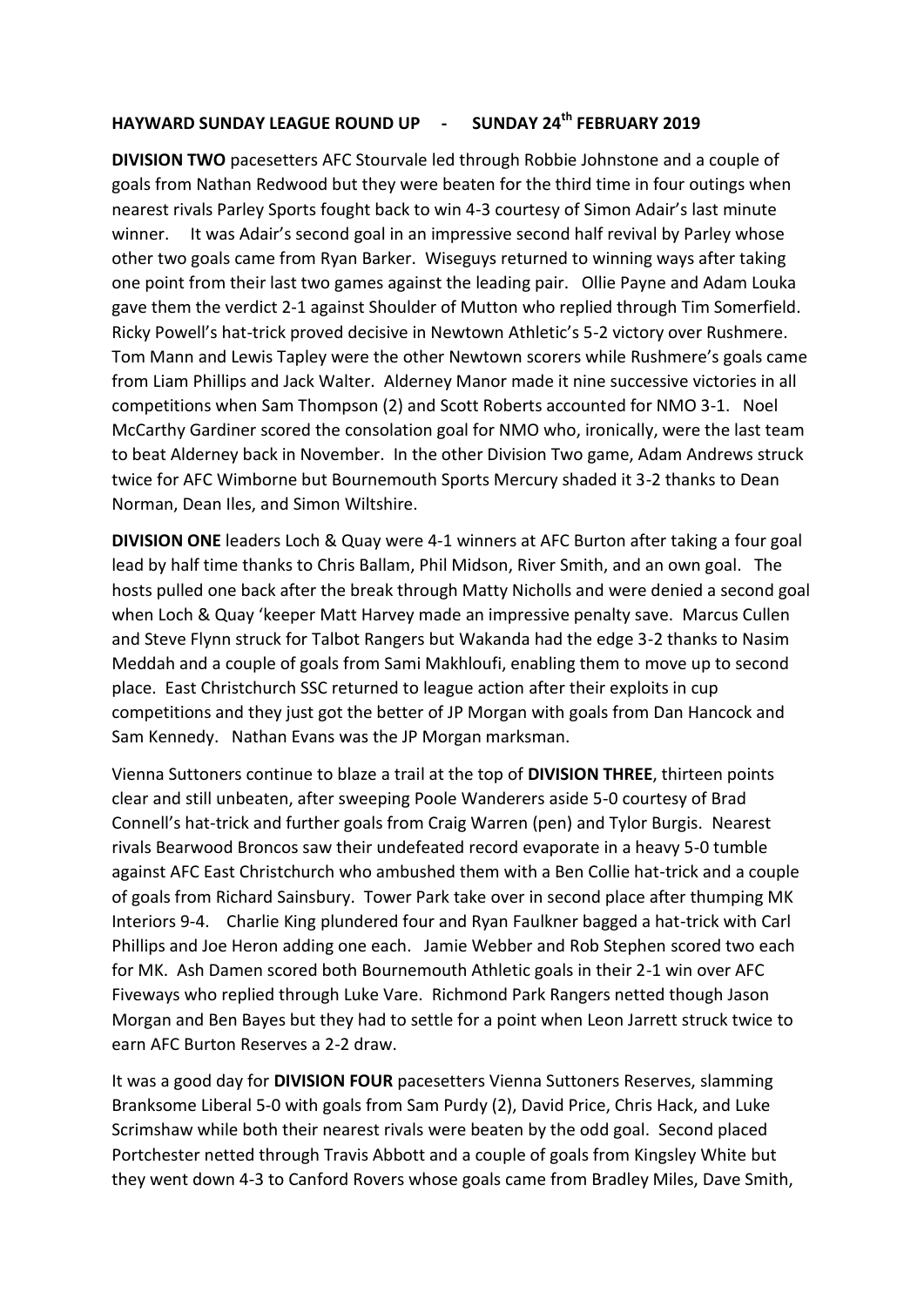**HAYWARD SUNDAY LEAGUE ROUND UP - SUNDAY 24th FEBRUARY 2019**

**DIVISION TWO** pacesetters AFC Stourvale led through Robbie Johnstone and a couple of goals from Nathan Redwood but they were beaten for the third time in four outings when nearest rivals Parley Sports fought back to win 4-3 courtesy of Simon Adair's last minute winner. It was Adair's second goal in an impressive second half revival by Parley whose other two goals came from Ryan Barker. Wiseguys returned to winning ways after taking one point from their last two games against the leading pair. Ollie Payne and Adam Louka gave them the verdict 2-1 against Shoulder of Mutton who replied through Tim Somerfield. Ricky Powell's hat-trick proved decisive in Newtown Athletic's 5-2 victory over Rushmere. Tom Mann and Lewis Tapley were the other Newtown scorers while Rushmere's goals came from Liam Phillips and Jack Walter. Alderney Manor made it nine successive victories in all competitions when Sam Thompson (2) and Scott Roberts accounted for NMO 3-1. Noel McCarthy Gardiner scored the consolation goal for NMO who, ironically, were the last team to beat Alderney back in November. In the other Division Two game, Adam Andrews struck twice for AFC Wimborne but Bournemouth Sports Mercury shaded it 3-2 thanks to Dean Norman, Dean Iles, and Simon Wiltshire.

**DIVISION ONE** leaders Loch & Quay were 4-1 winners at AFC Burton after taking a four goal lead by half time thanks to Chris Ballam, Phil Midson, River Smith, and an own goal. The hosts pulled one back after the break through Matty Nicholls and were denied a second goal when Loch & Quay 'keeper Matt Harvey made an impressive penalty save. Marcus Cullen and Steve Flynn struck for Talbot Rangers but Wakanda had the edge 3-2 thanks to Nasim Meddah and a couple of goals from Sami Makhloufi, enabling them to move up to second place. East Christchurch SSC returned to league action after their exploits in cup competitions and they just got the better of JP Morgan with goals from Dan Hancock and Sam Kennedy. Nathan Evans was the JP Morgan marksman.

Vienna Suttoners continue to blaze a trail at the top of **DIVISION THREE**, thirteen points clear and still unbeaten, after sweeping Poole Wanderers aside 5-0 courtesy of Brad Connell's hat-trick and further goals from Craig Warren (pen) and Tylor Burgis. Nearest rivals Bearwood Broncos saw their undefeated record evaporate in a heavy 5-0 tumble against AFC East Christchurch who ambushed them with a Ben Collie hat-trick and a couple of goals from Richard Sainsbury. Tower Park take over in second place after thumping MK Interiors 9-4. Charlie King plundered four and Ryan Faulkner bagged a hat-trick with Carl Phillips and Joe Heron adding one each. Jamie Webber and Rob Stephen scored two each for MK. Ash Damen scored both Bournemouth Athletic goals in their 2-1 win over AFC Fiveways who replied through Luke Vare. Richmond Park Rangers netted though Jason Morgan and Ben Bayes but they had to settle for a point when Leon Jarrett struck twice to earn AFC Burton Reserves a 2-2 draw.

It was a good day for **DIVISION FOUR** pacesetters Vienna Suttoners Reserves, slamming Branksome Liberal 5-0 with goals from Sam Purdy (2), David Price, Chris Hack, and Luke Scrimshaw while both their nearest rivals were beaten by the odd goal. Second placed Portchester netted through Travis Abbott and a couple of goals from Kingsley White but they went down 4-3 to Canford Rovers whose goals came from Bradley Miles, Dave Smith,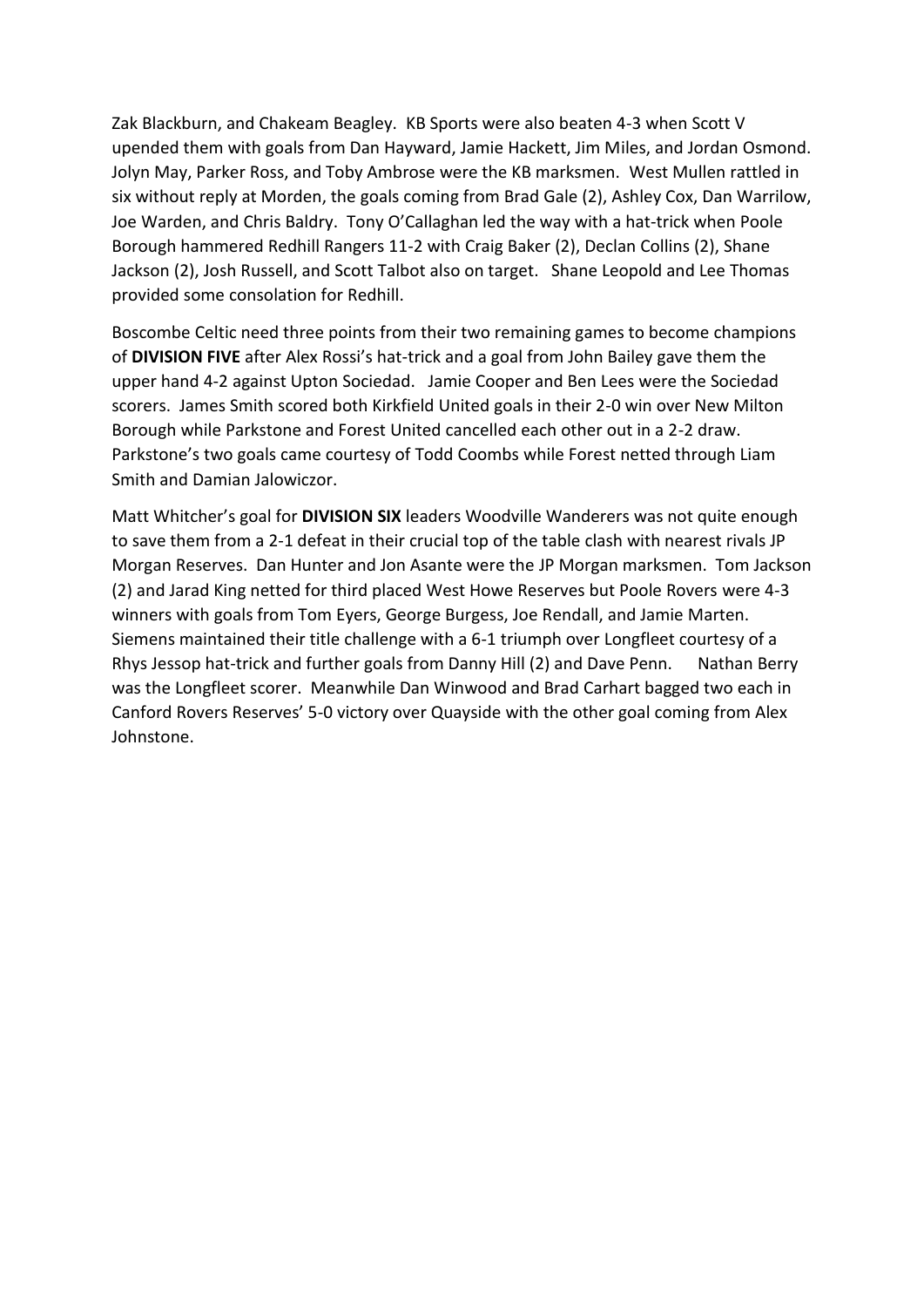Zak Blackburn, and Chakeam Beagley. KB Sports were also beaten 4-3 when Scott V upended them with goals from Dan Hayward, Jamie Hackett, Jim Miles, and Jordan Osmond. Jolyn May, Parker Ross, and Toby Ambrose were the KB marksmen. West Mullen rattled in six without reply at Morden, the goals coming from Brad Gale (2), Ashley Cox, Dan Warrilow, Joe Warden, and Chris Baldry. Tony O'Callaghan led the way with a hat-trick when Poole Borough hammered Redhill Rangers 11-2 with Craig Baker (2), Declan Collins (2), Shane Jackson (2), Josh Russell, and Scott Talbot also on target. Shane Leopold and Lee Thomas provided some consolation for Redhill.

Boscombe Celtic need three points from their two remaining games to become champions of **DIVISION FIVE** after Alex Rossi's hat-trick and a goal from John Bailey gave them the upper hand 4-2 against Upton Sociedad. Jamie Cooper and Ben Lees were the Sociedad scorers. James Smith scored both Kirkfield United goals in their 2-0 win over New Milton Borough while Parkstone and Forest United cancelled each other out in a 2-2 draw. Parkstone's two goals came courtesy of Todd Coombs while Forest netted through Liam Smith and Damian Jalowiczor.

Matt Whitcher's goal for **DIVISION SIX** leaders Woodville Wanderers was not quite enough to save them from a 2-1 defeat in their crucial top of the table clash with nearest rivals JP Morgan Reserves. Dan Hunter and Jon Asante were the JP Morgan marksmen. Tom Jackson (2) and Jarad King netted for third placed West Howe Reserves but Poole Rovers were 4-3 winners with goals from Tom Eyers, George Burgess, Joe Rendall, and Jamie Marten. Siemens maintained their title challenge with a 6-1 triumph over Longfleet courtesy of a Rhys Jessop hat-trick and further goals from Danny Hill (2) and Dave Penn. Nathan Berry was the Longfleet scorer. Meanwhile Dan Winwood and Brad Carhart bagged two each in Canford Rovers Reserves' 5-0 victory over Quayside with the other goal coming from Alex Johnstone.